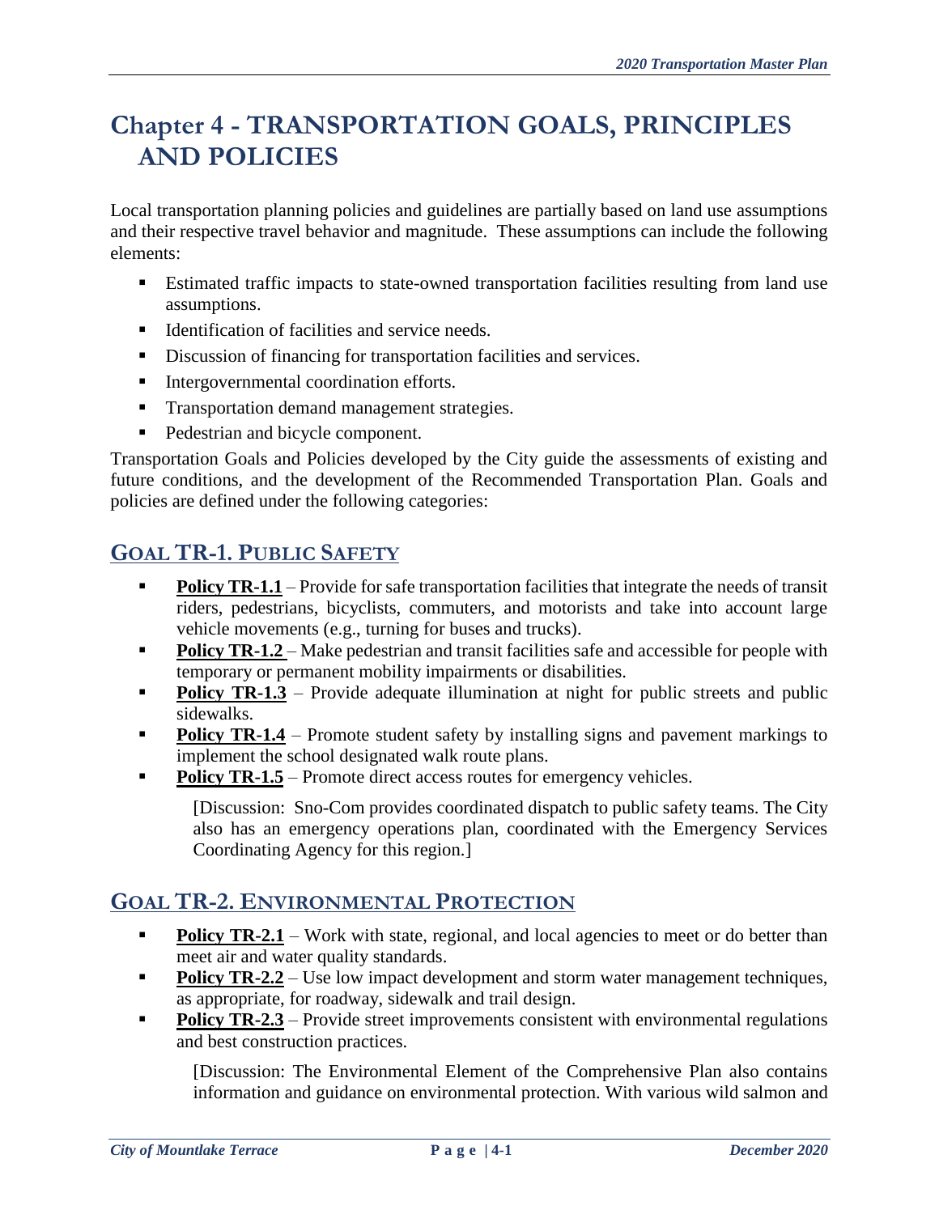# Chapter 4 - TRANSPORTATION GOALS, PRINCIPLES AND POLICIES

Local transportation planning policies and guidelines are partially based on land use assumptions and their respective travel behavior and magnitude. These assumptions can include the following elements:

- Estimated traffic impacts to state-owned transportation facilities resulting from land use assumptions.
- Identification of facilities and service needs.
- Discussion of financing for transportation facilities and services.
- Intergovernmental coordination efforts.
- Transportation demand management strategies.
- Pedestrian and bicycle component.

Transportation Goals and Policies developed by the City guide the assessments of existing and future conditions, and the development of the Recommended Transportation Plan. Goals and policies are defined under the following categories:

## GOAL TR-1. PUBLIC SAFETY

- **Policy TR-1.1** – Provide for safe transportation facilities that integrate the needs of transit riders, pedestrians, bicyclists, commuters, and motorists and take into account large vehicle movements (e.g., turning for buses and trucks).
- **Policy TR-1.2** – Make pedestrian and transit facilities safe and accessible for people with temporary or permanent mobility impairments or disabilities.
- **Policy TR-1.3** – Provide adequate illumination at night for public streets and public sidewalks.
- **Policy TR-1.4** – Promote student safety by installing signs and pavement markings to implement the school designated walk route plans.
- **Policy TR-1.5** – Promote direct access routes for emergency vehicles.

  [Discussion: Sno-Com provides coordinated dispatch to public safety teams. The City also has an emergency operations plan, coordinated with the Emergency Services Coordinating Agency for this region.]

## GOAL TR-2. ENVIRONMENTAL PROTECTION

- **Policy TR-2.1** – Work with state, regional, and local agencies to meet or do better than meet air and water quality standards.
- **Policy TR-2.2** – Use low impact development and storm water management techniques, as appropriate, for roadway, sidewalk and trail design.
- **Policy TR-2.3** – Provide street improvements consistent with environmental regulations and best construction practices.

  [Discussion: The Environmental Element of the Comprehensive Plan also contains information and guidance on environmental protection. With various wild salmon and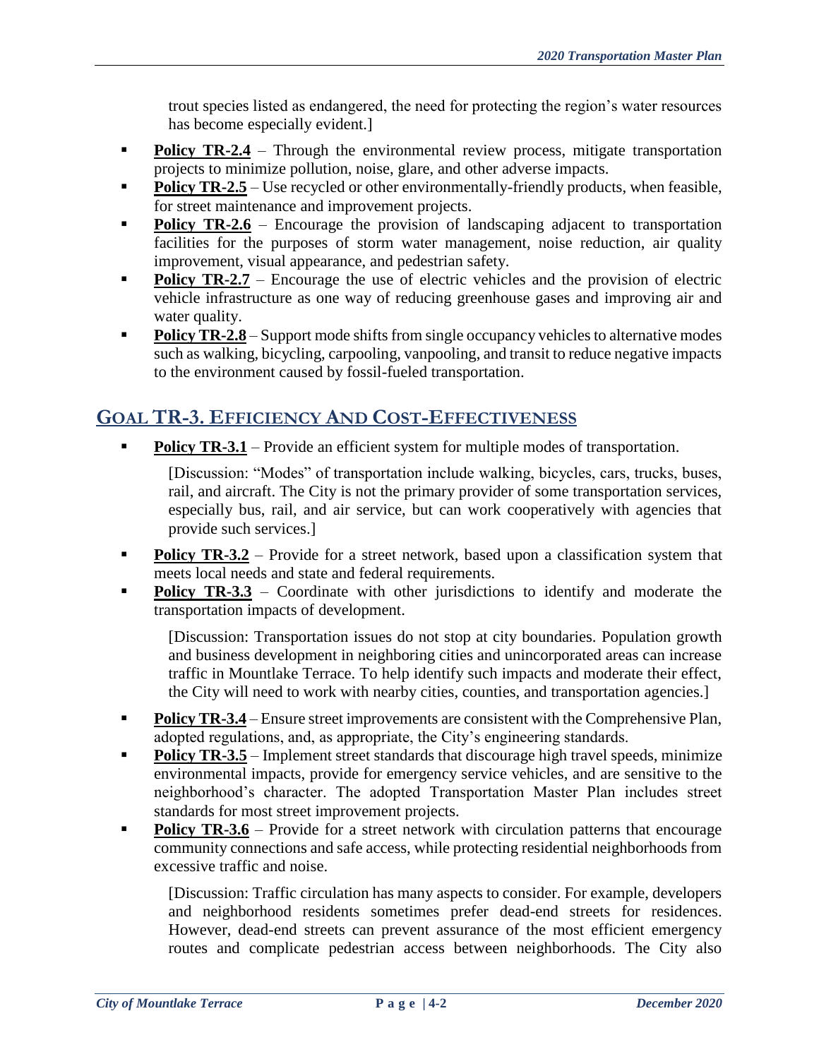trout species listed as endangered, the need for protecting the region's water resources has become especially evident.]

- **Policy TR-2.4** – Through the environmental review process, mitigate transportation projects to minimize pollution, noise, glare, and other adverse impacts.
- **Policy TR-2.5** – Use recycled or other environmentally-friendly products, when feasible, for street maintenance and improvement projects.
- **Policy TR-2.6** – Encourage the provision of landscaping adjacent to transportation facilities for the purposes of storm water management, noise reduction, air quality improvement, visual appearance, and pedestrian safety.
- **Policy TR-2.7** – Encourage the use of electric vehicles and the provision of electric vehicle infrastructure as one way of reducing greenhouse gases and improving air and water quality.
- **Policy TR-2.8** – Support mode shifts from single occupancy vehicles to alternative modes such as walking, bicycling, carpooling, vanpooling, and transit to reduce negative impacts to the environment caused by fossil-fueled transportation.

## GOAL TR-3. EFFICIENCY AND COST-EFFECTIVENESS

- **Policy TR-3.1** – Provide an efficient system for multiple modes of transportation.

  [Discussion: "Modes" of transportation include walking, bicycles, cars, trucks, buses, rail, and aircraft. The City is not the primary provider of some transportation services, especially bus, rail, and air service, but can work cooperatively with agencies that provide such services.]

- **Policy TR-3.2** – Provide for a street network, based upon a classification system that meets local needs and state and federal requirements.
- **Policy TR-3.3** – Coordinate with other jurisdictions to identify and moderate the transportation impacts of development.

  [Discussion: Transportation issues do not stop at city boundaries. Population growth and business development in neighboring cities and unincorporated areas can increase traffic in Mountlake Terrace. To help identify such impacts and moderate their effect, the City will need to work with nearby cities, counties, and transportation agencies.]

- **Policy TR-3.4** – Ensure street improvements are consistent with the Comprehensive Plan, adopted regulations, and, as appropriate, the City's engineering standards.
- **Policy TR-3.5** – Implement street standards that discourage high travel speeds, minimize environmental impacts, provide for emergency service vehicles, and are sensitive to the neighborhood's character. The adopted Transportation Master Plan includes street standards for most street improvement projects.
- **Policy TR-3.6** – Provide for a street network with circulation patterns that encourage community connections and safe access, while protecting residential neighborhoods from excessive traffic and noise.

  [Discussion: Traffic circulation has many aspects to consider. For example, developers and neighborhood residents sometimes prefer dead-end streets for residences. However, dead-end streets can prevent assurance of the most efficient emergency routes and complicate pedestrian access between neighborhoods. The City also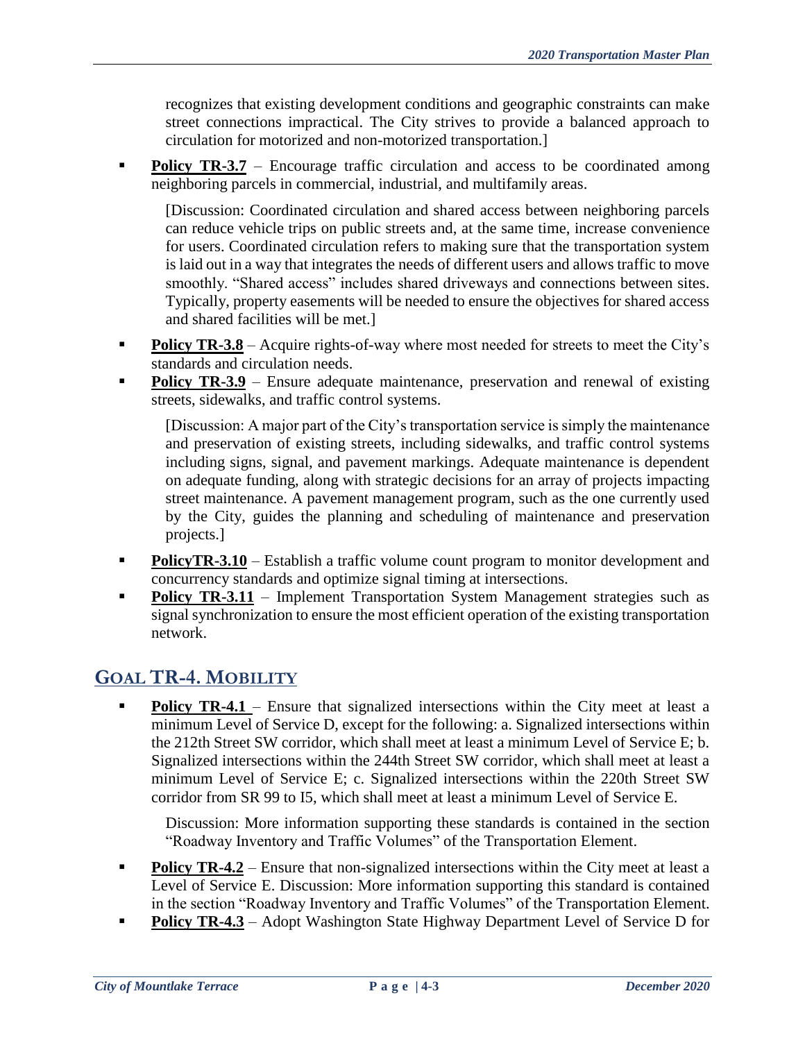recognizes that existing development conditions and geographic constraints can make street connections impractical. The City strives to provide a balanced approach to circulation for motorized and non-motorized transportation.]

- **Policy TR-3.7** – Encourage traffic circulation and access to be coordinated among neighboring parcels in commercial, industrial, and multifamily areas.

  [Discussion: Coordinated circulation and shared access between neighboring parcels can reduce vehicle trips on public streets and, at the same time, increase convenience for users. Coordinated circulation refers to making sure that the transportation system is laid out in a way that integrates the needs of different users and allows traffic to move smoothly. "Shared access" includes shared driveways and connections between sites. Typically, property easements will be needed to ensure the objectives for shared access and shared facilities will be met.]

- **Policy TR-3.8** – Acquire rights-of-way where most needed for streets to meet the City's standards and circulation needs.
- **Policy TR-3.9** – Ensure adequate maintenance, preservation and renewal of existing streets, sidewalks, and traffic control systems.

  [Discussion: A major part of the City's transportation service is simply the maintenance and preservation of existing streets, including sidewalks, and traffic control systems including signs, signal, and pavement markings. Adequate maintenance is dependent on adequate funding, along with strategic decisions for an array of projects impacting street maintenance. A pavement management program, such as the one currently used by the City, guides the planning and scheduling of maintenance and preservation projects.]

- **PolicyTR-3.10** – Establish a traffic volume count program to monitor development and concurrency standards and optimize signal timing at intersections.
- **Policy TR-3.11** – Implement Transportation System Management strategies such as signal synchronization to ensure the most efficient operation of the existing transportation network.

## GOAL TR-4. MOBILITY

- **Policy TR-4.1** – Ensure that signalized intersections within the City meet at least a minimum Level of Service D, except for the following: a. Signalized intersections within the 212th Street SW corridor, which shall meet at least a minimum Level of Service E; b. Signalized intersections within the 244th Street SW corridor, which shall meet at least a minimum Level of Service E; c. Signalized intersections within the 220th Street SW corridor from SR 99 to I5, which shall meet at least a minimum Level of Service E.

  Discussion: More information supporting these standards is contained in the section "Roadway Inventory and Traffic Volumes" of the Transportation Element.

- **Policy TR-4.2** – Ensure that non-signalized intersections within the City meet at least a Level of Service E. Discussion: More information supporting this standard is contained in the section "Roadway Inventory and Traffic Volumes" of the Transportation Element.
- **Policy TR-4.3** – Adopt Washington State Highway Department Level of Service D for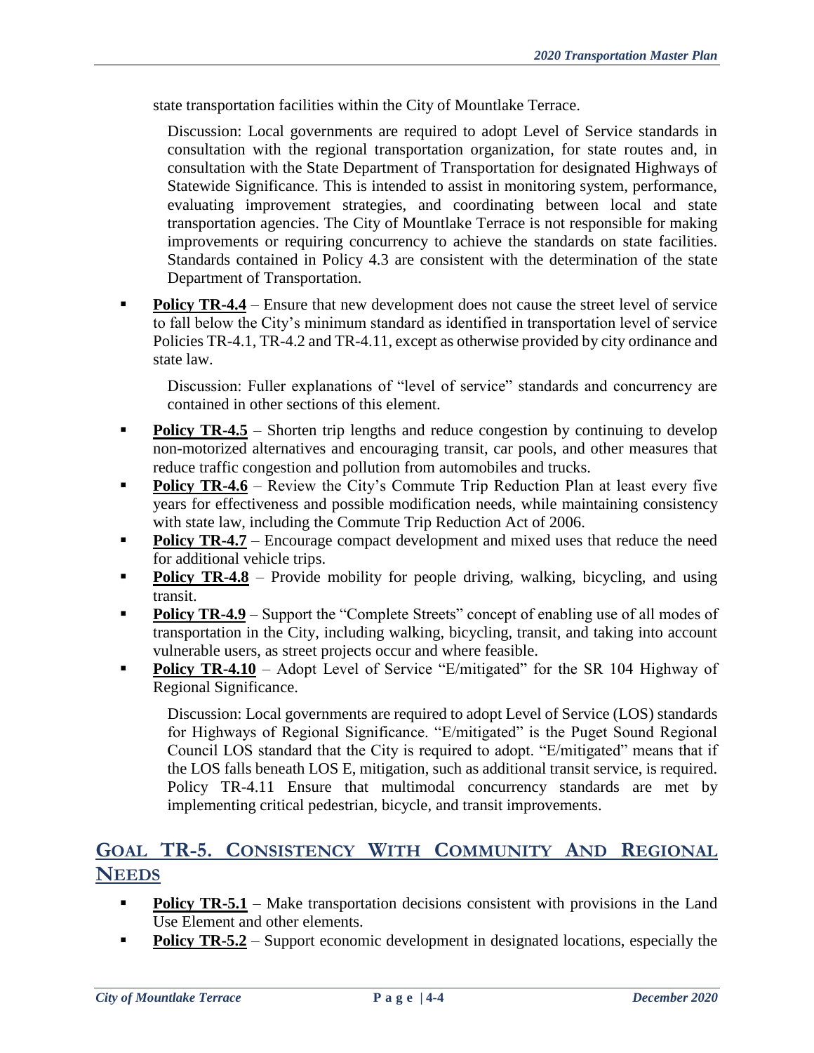state transportation facilities within the City of Mountlake Terrace.

> Discussion: Local governments are required to adopt Level of Service standards in consultation with the regional transportation organization, for state routes and, in consultation with the State Department of Transportation for designated Highways of Statewide Significance. This is intended to assist in monitoring system, performance, evaluating improvement strategies, and coordinating between local and state transportation agencies. The City of Mountlake Terrace is not responsible for making improvements or requiring concurrency to achieve the standards on state facilities. Standards contained in Policy 4.3 are consistent with the determination of the state Department of Transportation.

- **Policy TR-4.4** – Ensure that new development does not cause the street level of service to fall below the City's minimum standard as identified in transportation level of service Policies TR-4.1, TR-4.2 and TR-4.11, except as otherwise provided by city ordinance and state law.

  Discussion: Fuller explanations of "level of service" standards and concurrency are contained in other sections of this element.

- **Policy TR-4.5** – Shorten trip lengths and reduce congestion by continuing to develop non-motorized alternatives and encouraging transit, car pools, and other measures that reduce traffic congestion and pollution from automobiles and trucks.
- **Policy TR-4.6** – Review the City's Commute Trip Reduction Plan at least every five years for effectiveness and possible modification needs, while maintaining consistency with state law, including the Commute Trip Reduction Act of 2006.
- **Policy TR-4.7** – Encourage compact development and mixed uses that reduce the need for additional vehicle trips.
- **Policy TR-4.8** – Provide mobility for people driving, walking, bicycling, and using transit.
- **Policy TR-4.9** – Support the "Complete Streets" concept of enabling use of all modes of transportation in the City, including walking, bicycling, transit, and taking into account vulnerable users, as street projects occur and where feasible.
- **Policy TR-4.10** – Adopt Level of Service "E/mitigated" for the SR 104 Highway of Regional Significance.

  Discussion: Local governments are required to adopt Level of Service (LOS) standards for Highways of Regional Significance. "E/mitigated" is the Puget Sound Regional Council LOS standard that the City is required to adopt. "E/mitigated" means that if the LOS falls beneath LOS E, mitigation, such as additional transit service, is required. Policy TR-4.11 Ensure that multimodal concurrency standards are met by implementing critical pedestrian, bicycle, and transit improvements.

## GOAL TR-5. CONSISTENCY WITH COMMUNITY AND REGIONAL NEEDS

- **Policy TR-5.1** – Make transportation decisions consistent with provisions in the Land Use Element and other elements.
- **Policy TR-5.2** – Support economic development in designated locations, especially the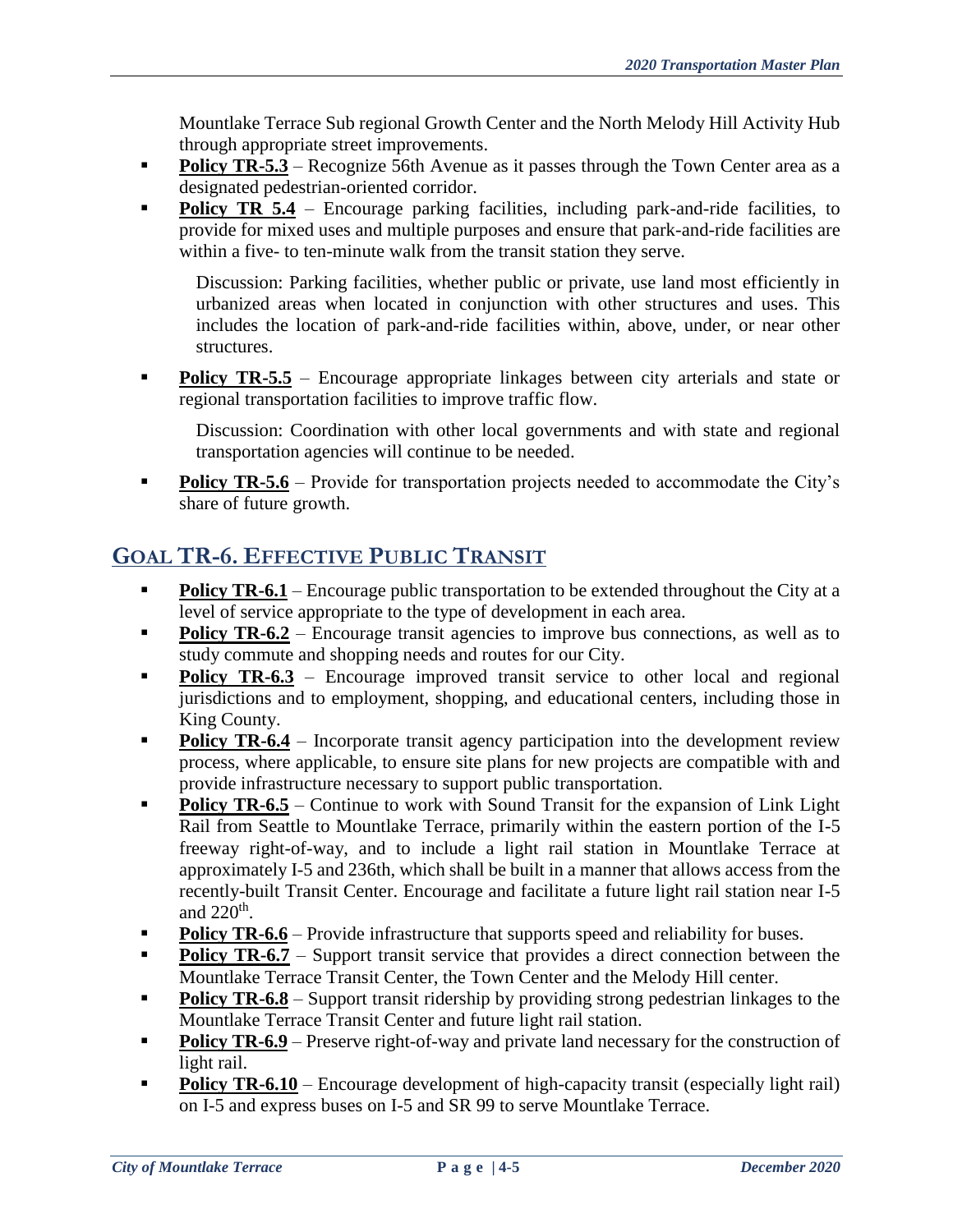Mountlake Terrace Sub regional Growth Center and the North Melody Hill Activity Hub through appropriate street improvements.

- **Policy TR-5.3** – Recognize 56th Avenue as it passes through the Town Center area as a designated pedestrian-oriented corridor.
- **Policy TR 5.4** – Encourage parking facilities, including park-and-ride facilities, to provide for mixed uses and multiple purposes and ensure that park-and-ride facilities are within a five- to ten-minute walk from the transit station they serve.

  Discussion: Parking facilities, whether public or private, use land most efficiently in urbanized areas when located in conjunction with other structures and uses. This includes the location of park-and-ride facilities within, above, under, or near other structures.

- **Policy TR-5.5** – Encourage appropriate linkages between city arterials and state or regional transportation facilities to improve traffic flow.

  Discussion: Coordination with other local governments and with state and regional transportation agencies will continue to be needed.

- **Policy TR-5.6** – Provide for transportation projects needed to accommodate the City's share of future growth.

## GOAL TR-6. EFFECTIVE PUBLIC TRANSIT

- **Policy TR-6.1** – Encourage public transportation to be extended throughout the City at a level of service appropriate to the type of development in each area.
- **Policy TR-6.2** – Encourage transit agencies to improve bus connections, as well as to study commute and shopping needs and routes for our City.
- **Policy TR-6.3** – Encourage improved transit service to other local and regional jurisdictions and to employment, shopping, and educational centers, including those in King County.
- **Policy TR-6.4** – Incorporate transit agency participation into the development review process, where applicable, to ensure site plans for new projects are compatible with and provide infrastructure necessary to support public transportation.
- **Policy TR-6.5** – Continue to work with Sound Transit for the expansion of Link Light Rail from Seattle to Mountlake Terrace, primarily within the eastern portion of the I-5 freeway right-of-way, and to include a light rail station in Mountlake Terrace at approximately I-5 and 236th, which shall be built in a manner that allows access from the recently-built Transit Center. Encourage and facilitate a future light rail station near I-5 and 220th.
- **Policy TR-6.6** – Provide infrastructure that supports speed and reliability for buses.
- **Policy TR-6.7** – Support transit service that provides a direct connection between the Mountlake Terrace Transit Center, the Town Center and the Melody Hill center.
- **Policy TR-6.8** – Support transit ridership by providing strong pedestrian linkages to the Mountlake Terrace Transit Center and future light rail station.
- **Policy TR-6.9** – Preserve right-of-way and private land necessary for the construction of light rail.
- **Policy TR-6.10** – Encourage development of high-capacity transit (especially light rail) on I-5 and express buses on I-5 and SR 99 to serve Mountlake Terrace.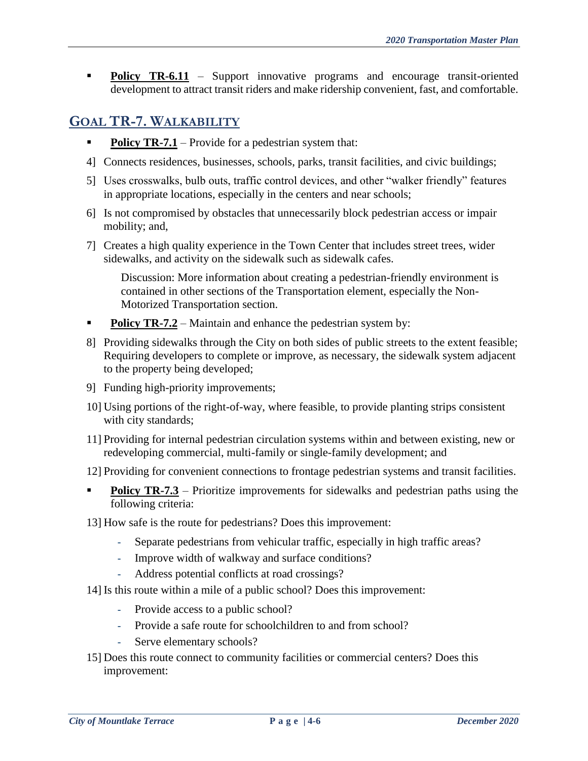- **Policy TR-6.11** – Support innovative programs and encourage transit-oriented development to attract transit riders and make ridership convenient, fast, and comfortable.

## GOAL TR-7. WALKABILITY

- **Policy TR-7.1** – Provide for a pedestrian system that:

4] Connects residences, businesses, schools, parks, transit facilities, and civic buildings;

5] Uses crosswalks, bulb outs, traffic control devices, and other "walker friendly" features in appropriate locations, especially in the centers and near schools;

6] Is not compromised by obstacles that unnecessarily block pedestrian access or impair mobility; and,

7] Creates a high quality experience in the Town Center that includes street trees, wider sidewalks, and activity on the sidewalk such as sidewalk cafes.

> Discussion: More information about creating a pedestrian-friendly environment is contained in other sections of the Transportation element, especially the Non-Motorized Transportation section.

- **Policy TR-7.2** – Maintain and enhance the pedestrian system by:

8] Providing sidewalks through the City on both sides of public streets to the extent feasible; Requiring developers to complete or improve, as necessary, the sidewalk system adjacent to the property being developed;

9] Funding high-priority improvements;

10] Using portions of the right-of-way, where feasible, to provide planting strips consistent with city standards;

11] Providing for internal pedestrian circulation systems within and between existing, new or redeveloping commercial, multi-family or single-family development; and

12] Providing for convenient connections to frontage pedestrian systems and transit facilities.

- **Policy TR-7.3** – Prioritize improvements for sidewalks and pedestrian paths using the following criteria:

13] How safe is the route for pedestrians? Does this improvement:

  - Separate pedestrians from vehicular traffic, especially in high traffic areas?
  - Improve width of walkway and surface conditions?
  - Address potential conflicts at road crossings?

14] Is this route within a mile of a public school? Does this improvement:

  - Provide access to a public school?
  - Provide a safe route for schoolchildren to and from school?
  - Serve elementary schools?

15] Does this route connect to community facilities or commercial centers? Does this improvement: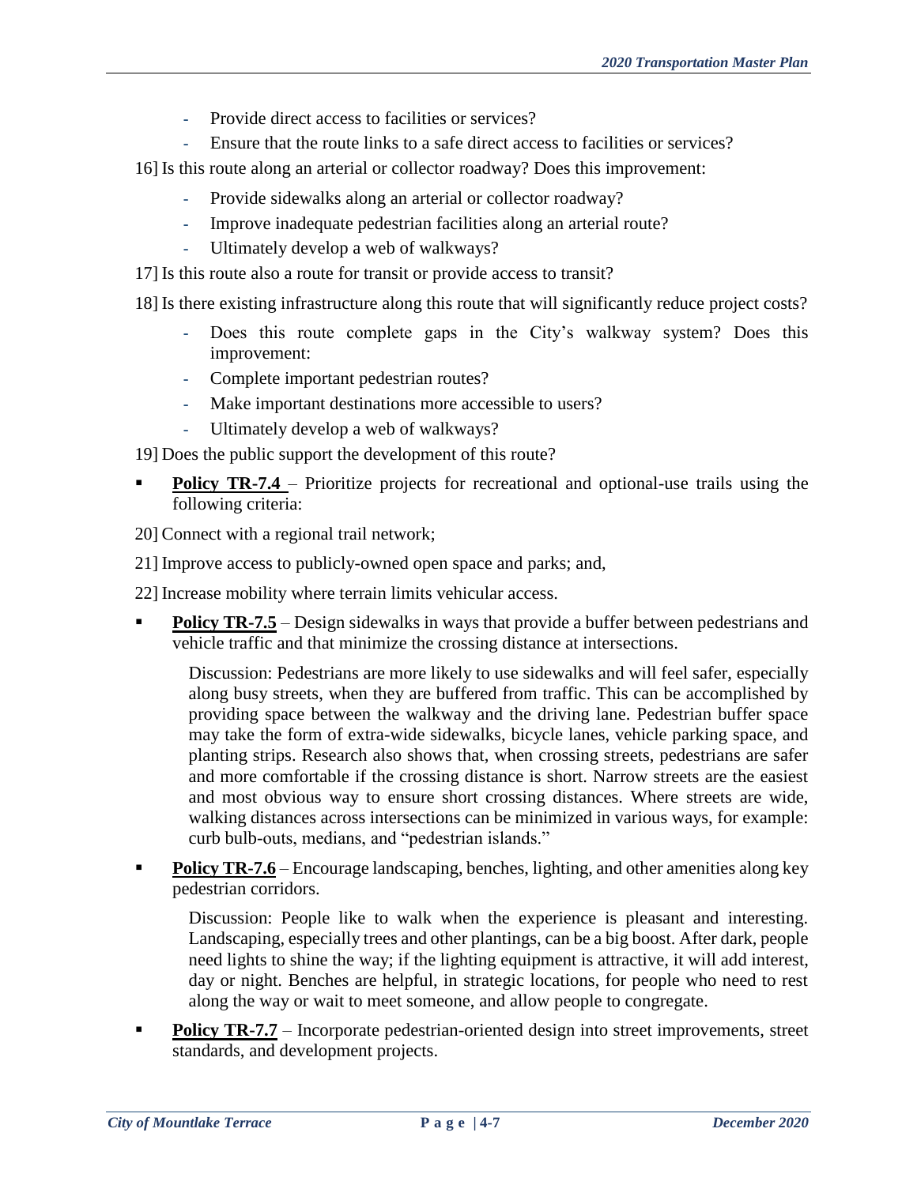- Provide direct access to facilities or services?
- Ensure that the route links to a safe direct access to facilities or services?

16] Is this route along an arterial or collector roadway? Does this improvement:

- Provide sidewalks along an arterial or collector roadway?
- Improve inadequate pedestrian facilities along an arterial route?
- Ultimately develop a web of walkways?

17] Is this route also a route for transit or provide access to transit?

18] Is there existing infrastructure along this route that will significantly reduce project costs?

- Does this route complete gaps in the City's walkway system? Does this improvement:
- Complete important pedestrian routes?
- Make important destinations more accessible to users?
- Ultimately develop a web of walkways?

19] Does the public support the development of this route?

- **Policy TR-7.4** – Prioritize projects for recreational and optional-use trails using the following criteria:

20] Connect with a regional trail network;

21] Improve access to publicly-owned open space and parks; and,

22] Increase mobility where terrain limits vehicular access.

- **Policy TR-7.5** – Design sidewalks in ways that provide a buffer between pedestrians and vehicle traffic and that minimize the crossing distance at intersections.

  Discussion: Pedestrians are more likely to use sidewalks and will feel safer, especially along busy streets, when they are buffered from traffic. This can be accomplished by providing space between the walkway and the driving lane. Pedestrian buffer space may take the form of extra-wide sidewalks, bicycle lanes, vehicle parking space, and planting strips. Research also shows that, when crossing streets, pedestrians are safer and more comfortable if the crossing distance is short. Narrow streets are the easiest and most obvious way to ensure short crossing distances. Where streets are wide, walking distances across intersections can be minimized in various ways, for example: curb bulb-outs, medians, and "pedestrian islands."

- **Policy TR-7.6** – Encourage landscaping, benches, lighting, and other amenities along key pedestrian corridors.

  Discussion: People like to walk when the experience is pleasant and interesting. Landscaping, especially trees and other plantings, can be a big boost. After dark, people need lights to shine the way; if the lighting equipment is attractive, it will add interest, day or night. Benches are helpful, in strategic locations, for people who need to rest along the way or wait to meet someone, and allow people to congregate.

- **Policy TR-7.7** – Incorporate pedestrian-oriented design into street improvements, street standards, and development projects.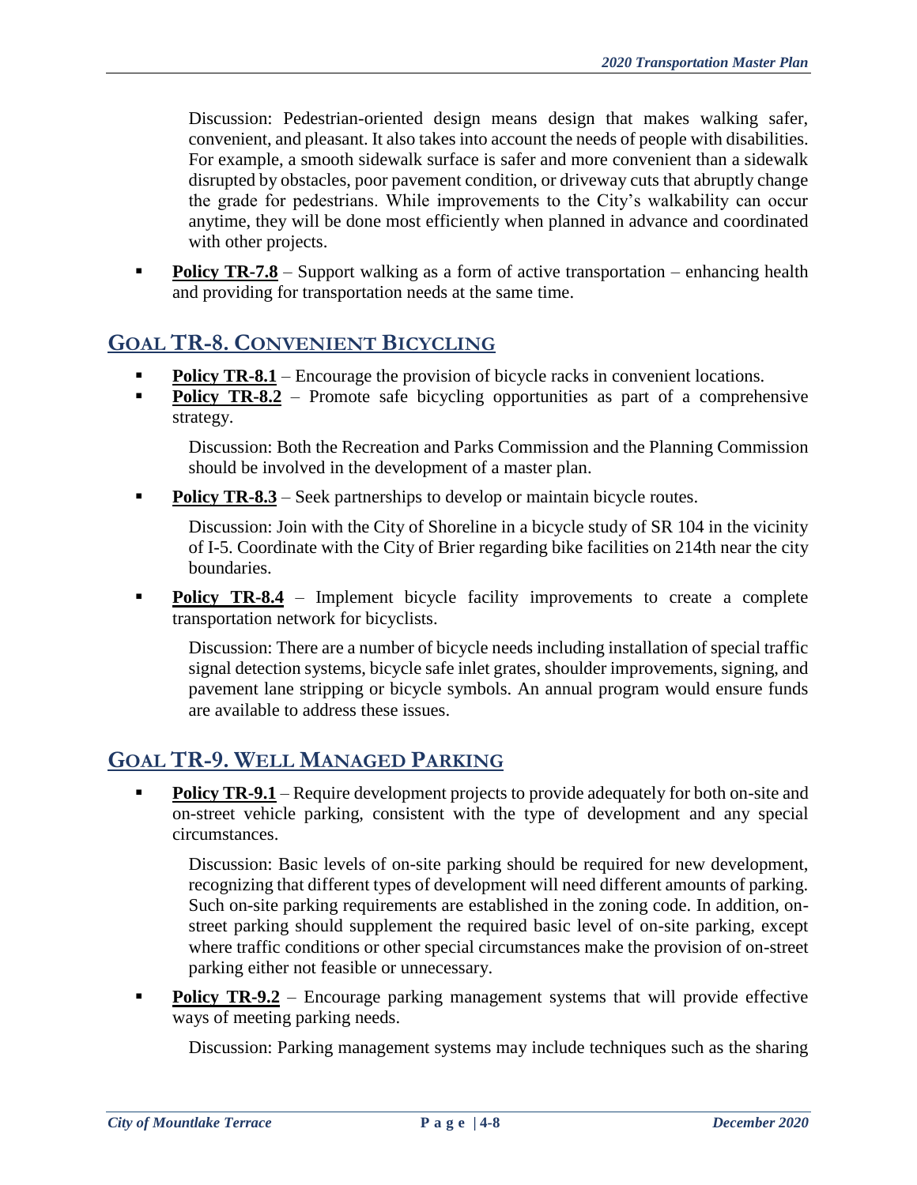Discussion: Pedestrian-oriented design means design that makes walking safer, convenient, and pleasant. It also takes into account the needs of people with disabilities. For example, a smooth sidewalk surface is safer and more convenient than a sidewalk disrupted by obstacles, poor pavement condition, or driveway cuts that abruptly change the grade for pedestrians. While improvements to the City's walkability can occur anytime, they will be done most efficiently when planned in advance and coordinated with other projects.

- **Policy TR-7.8** – Support walking as a form of active transportation – enhancing health and providing for transportation needs at the same time.

## GOAL TR-8. CONVENIENT BICYCLING

- **Policy TR-8.1** – Encourage the provision of bicycle racks in convenient locations.
- **Policy TR-8.2** – Promote safe bicycling opportunities as part of a comprehensive strategy.

  Discussion: Both the Recreation and Parks Commission and the Planning Commission should be involved in the development of a master plan.

- **Policy TR-8.3** – Seek partnerships to develop or maintain bicycle routes.

  Discussion: Join with the City of Shoreline in a bicycle study of SR 104 in the vicinity of I-5. Coordinate with the City of Brier regarding bike facilities on 214th near the city boundaries.

- **Policy TR-8.4** – Implement bicycle facility improvements to create a complete transportation network for bicyclists.

  Discussion: There are a number of bicycle needs including installation of special traffic signal detection systems, bicycle safe inlet grates, shoulder improvements, signing, and pavement lane stripping or bicycle symbols. An annual program would ensure funds are available to address these issues.

## GOAL TR-9. WELL MANAGED PARKING

- **Policy TR-9.1** – Require development projects to provide adequately for both on-site and on-street vehicle parking, consistent with the type of development and any special circumstances.

  Discussion: Basic levels of on-site parking should be required for new development, recognizing that different types of development will need different amounts of parking. Such on-site parking requirements are established in the zoning code. In addition, on-street parking should supplement the required basic level of on-site parking, except where traffic conditions or other special circumstances make the provision of on-street parking either not feasible or unnecessary.

- **Policy TR-9.2** – Encourage parking management systems that will provide effective ways of meeting parking needs.

  Discussion: Parking management systems may include techniques such as the sharing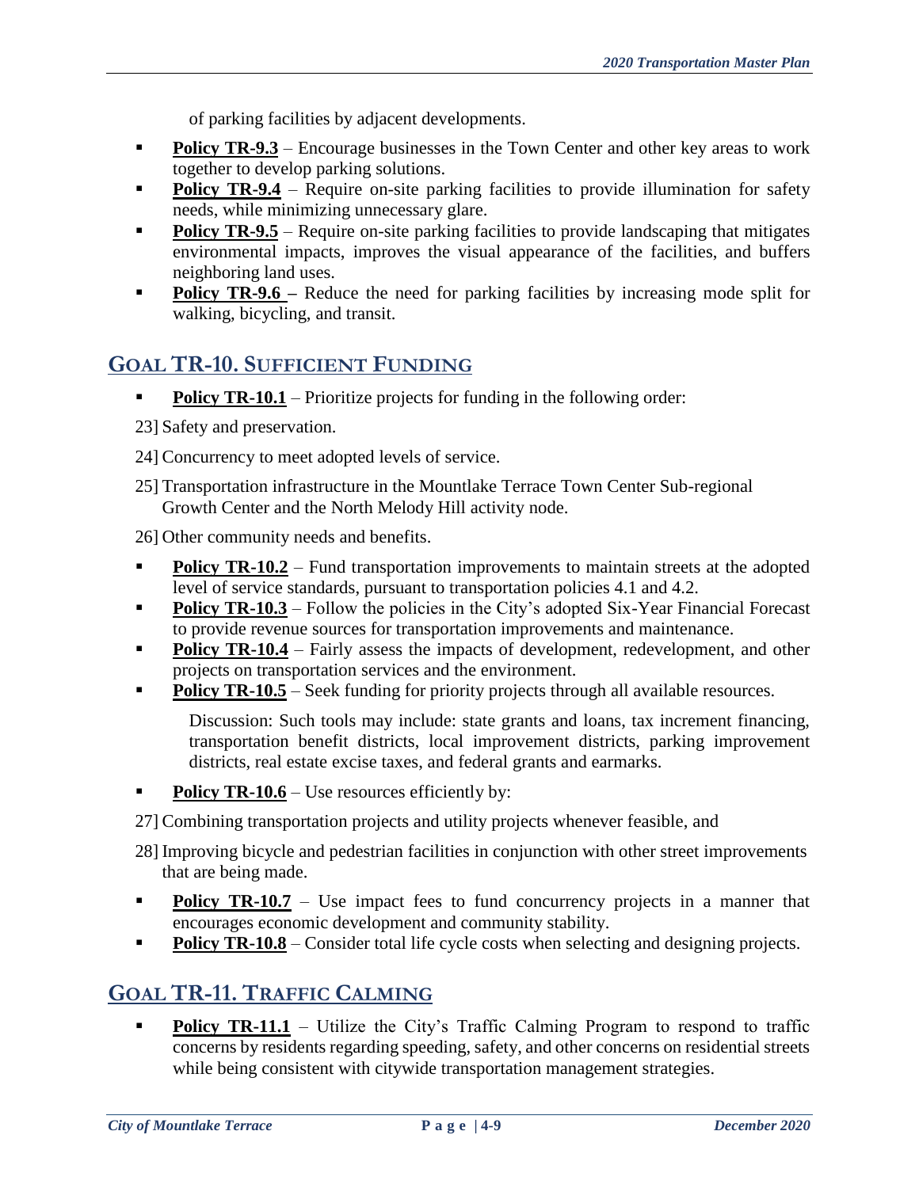of parking facilities by adjacent developments.

- **Policy TR-9.3** – Encourage businesses in the Town Center and other key areas to work together to develop parking solutions.
- **Policy TR-9.4** – Require on-site parking facilities to provide illumination for safety needs, while minimizing unnecessary glare.
- **Policy TR-9.5** – Require on-site parking facilities to provide landscaping that mitigates environmental impacts, improves the visual appearance of the facilities, and buffers neighboring land uses.
- **Policy TR-9.6** – Reduce the need for parking facilities by increasing mode split for walking, bicycling, and transit.

## GOAL TR-10. SUFFICIENT FUNDING

- **Policy TR-10.1** – Prioritize projects for funding in the following order:

23] Safety and preservation.

24] Concurrency to meet adopted levels of service.

25] Transportation infrastructure in the Mountlake Terrace Town Center Sub-regional Growth Center and the North Melody Hill activity node.

26] Other community needs and benefits.

- **Policy TR-10.2** – Fund transportation improvements to maintain streets at the adopted level of service standards, pursuant to transportation policies 4.1 and 4.2.
- **Policy TR-10.3** – Follow the policies in the City's adopted Six-Year Financial Forecast to provide revenue sources for transportation improvements and maintenance.
- **Policy TR-10.4** – Fairly assess the impacts of development, redevelopment, and other projects on transportation services and the environment.
- **Policy TR-10.5** – Seek funding for priority projects through all available resources.

  Discussion: Such tools may include: state grants and loans, tax increment financing, transportation benefit districts, local improvement districts, parking improvement districts, real estate excise taxes, and federal grants and earmarks.

- **Policy TR-10.6** – Use resources efficiently by:

27] Combining transportation projects and utility projects whenever feasible, and

28] Improving bicycle and pedestrian facilities in conjunction with other street improvements that are being made.

- **Policy TR-10.7** – Use impact fees to fund concurrency projects in a manner that encourages economic development and community stability.
- **Policy TR-10.8** – Consider total life cycle costs when selecting and designing projects.

## GOAL TR-11. TRAFFIC CALMING

- **Policy TR-11.1** – Utilize the City's Traffic Calming Program to respond to traffic concerns by residents regarding speeding, safety, and other concerns on residential streets while being consistent with citywide transportation management strategies.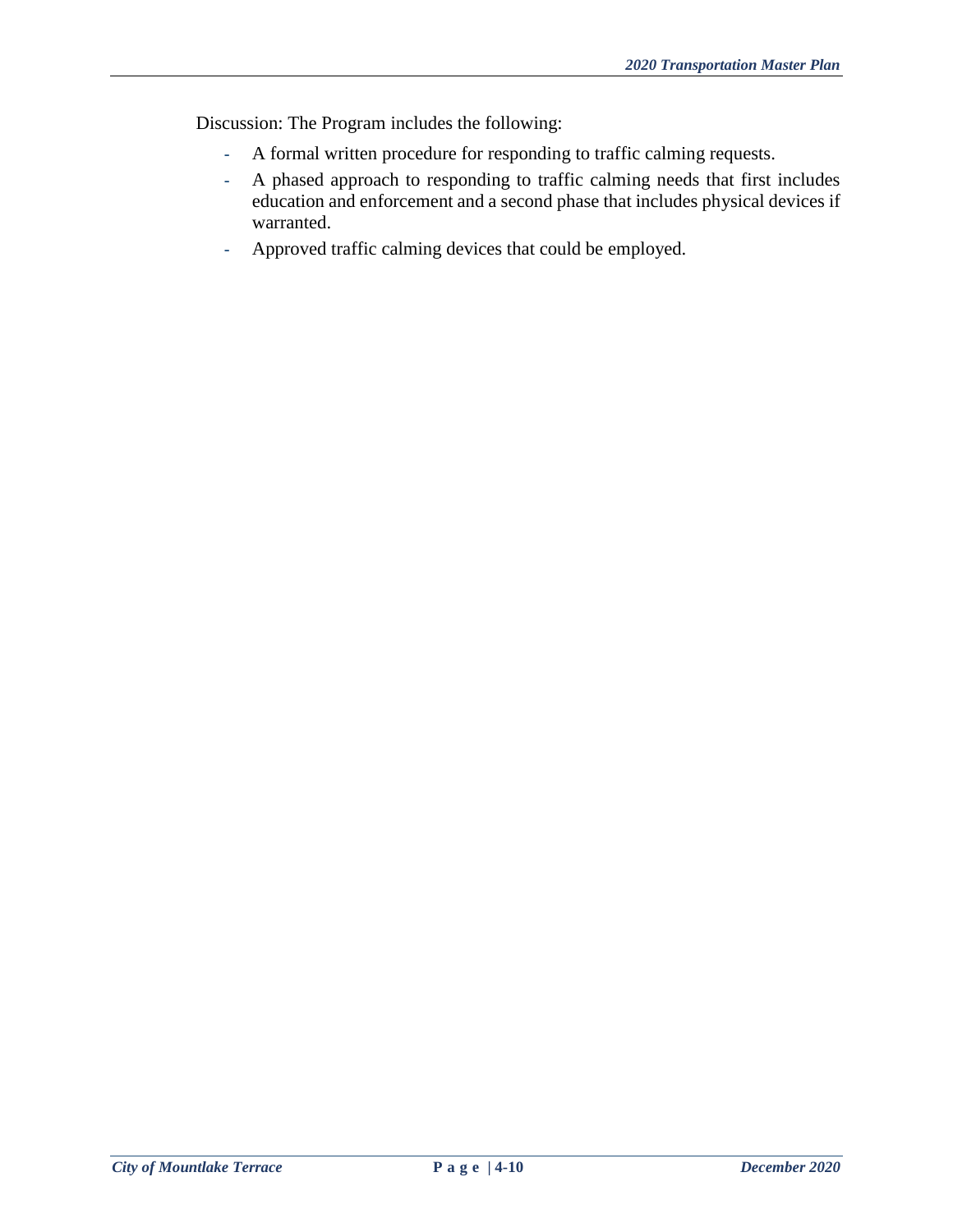Discussion: The Program includes the following:

- A formal written procedure for responding to traffic calming requests.
- A phased approach to responding to traffic calming needs that first includes education and enforcement and a second phase that includes physical devices if warranted.
- Approved traffic calming devices that could be employed.